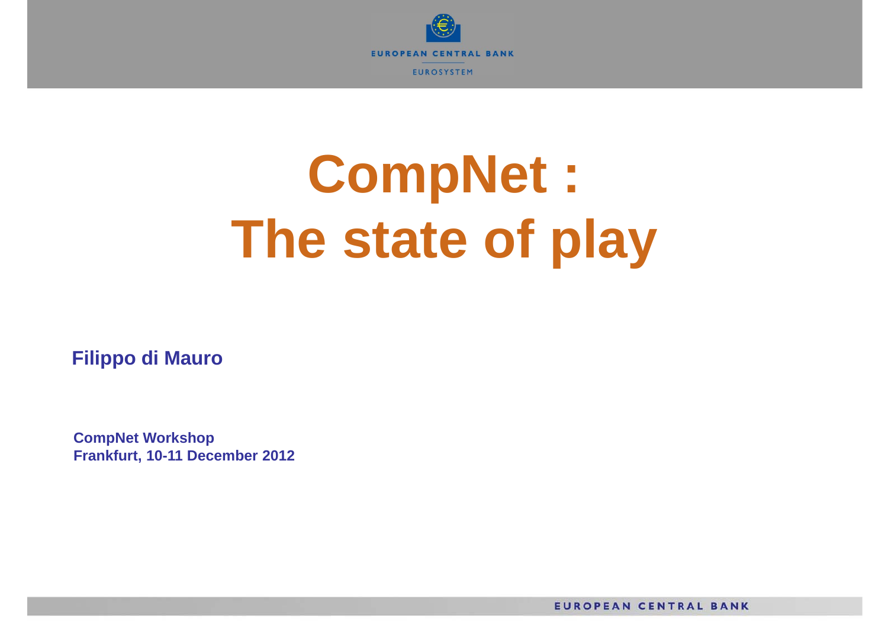# CompNet : The state of play

**Filippo di Mauro**

**CompNet Workshop**
**Frankfurt, 10-11 December 2012**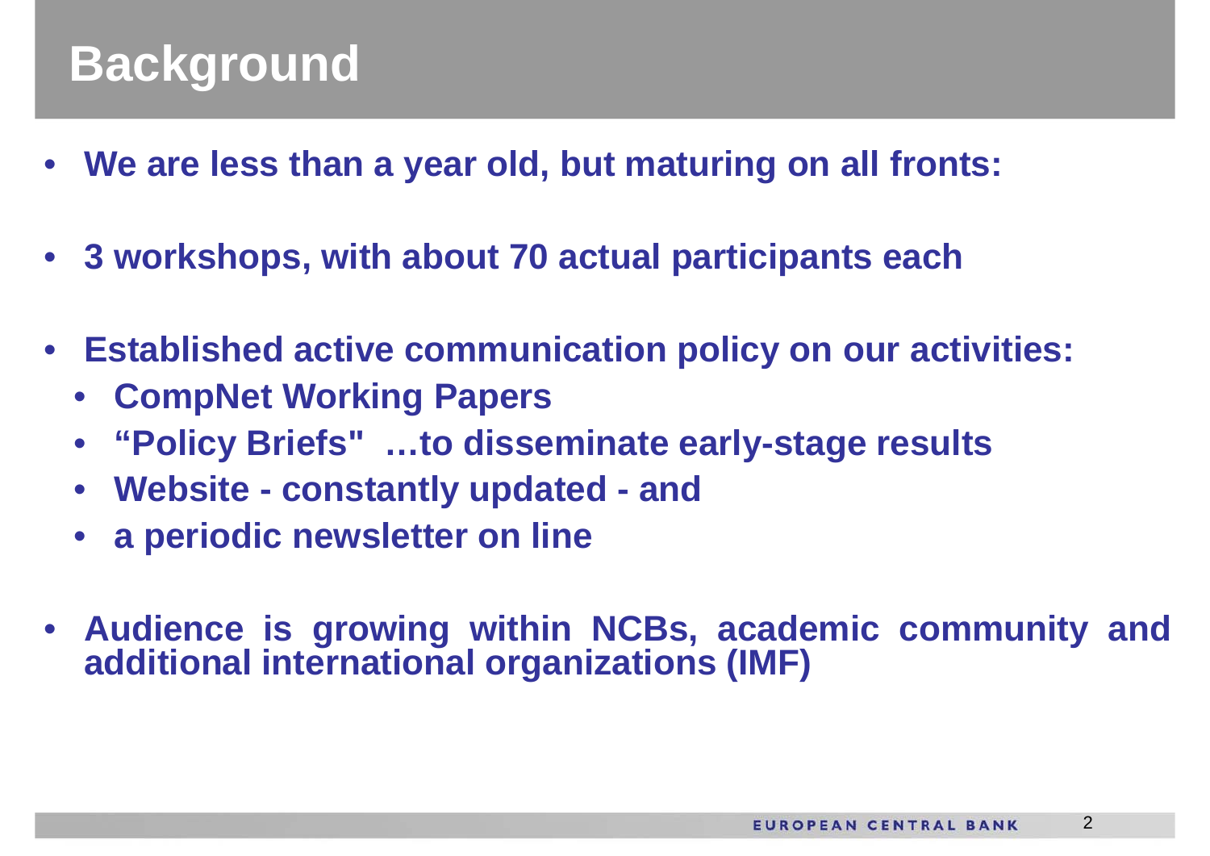# Background

- We are less than a year old, but maturing on all fronts:
- 3 workshops, with about 70 actual participants each
- Established active communication policy on our activities:
  - CompNet Working Papers
  - "Policy Briefs" …to disseminate early-stage results
  - Website - constantly updated - and
  - a periodic newsletter on line
- Audience is growing within NCBs, academic community and additional international organizations (IMF)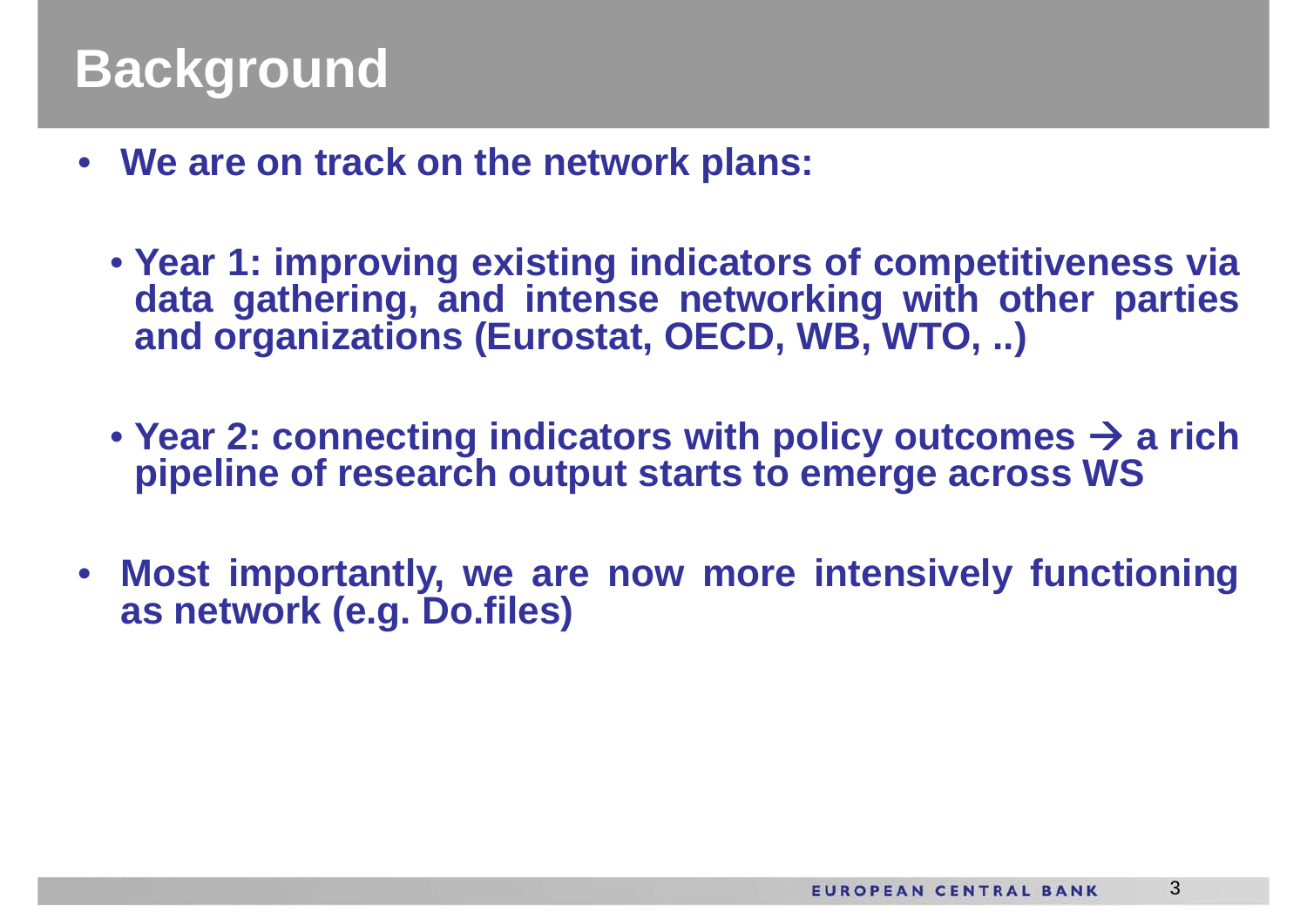# Background

- **We are on track on the network plans:**
  - **Year 1: improving existing indicators of competitiveness via data gathering, and intense networking with other parties and organizations (Eurostat, OECD, WB, WTO, ..)**
  - **Year 2: connecting indicators with policy outcomes → a rich pipeline of research output starts to emerge across WS**
- **Most importantly, we are now more intensively functioning as network (e.g. Do.files)**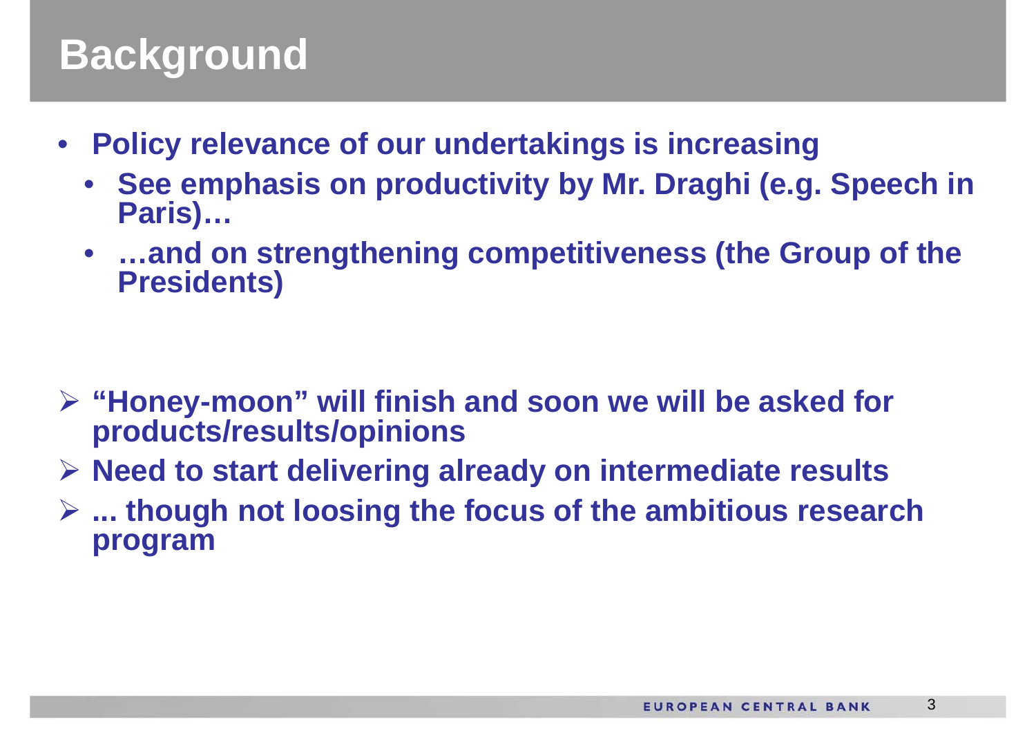# Background

- **Policy relevance of our undertakings is increasing**
  - **See emphasis on productivity by Mr. Draghi (e.g. Speech in Paris)…**
  - **…and on strengthening competitiveness (the Group of the Presidents)**

- **"Honey-moon" will finish and soon we will be asked for products/results/opinions**
- **Need to start delivering already on intermediate results**
- **... though not loosing the focus of the ambitious research program**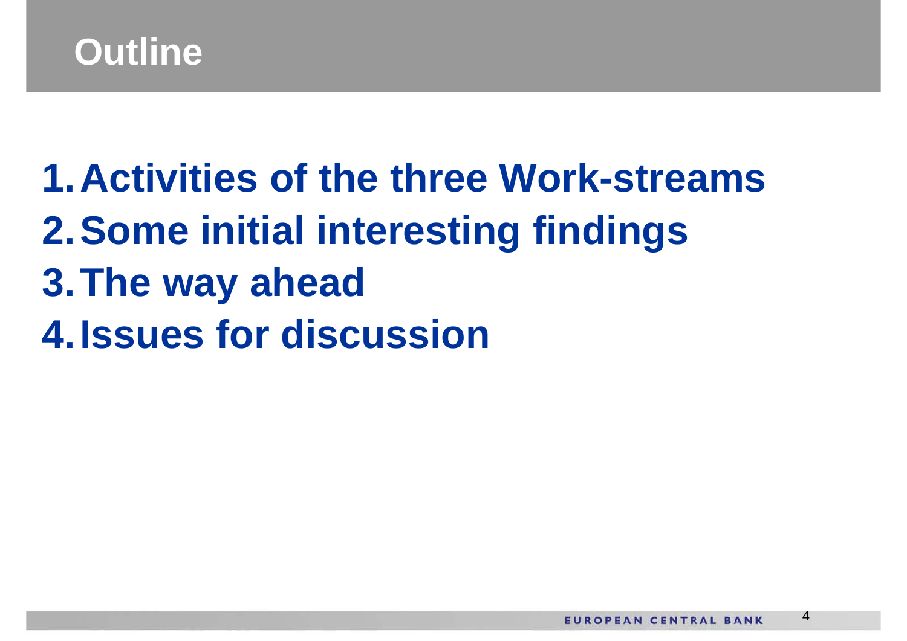# Outline

1. Activities of the three Work-streams
2. Some initial interesting findings
3. The way ahead
4. Issues for discussion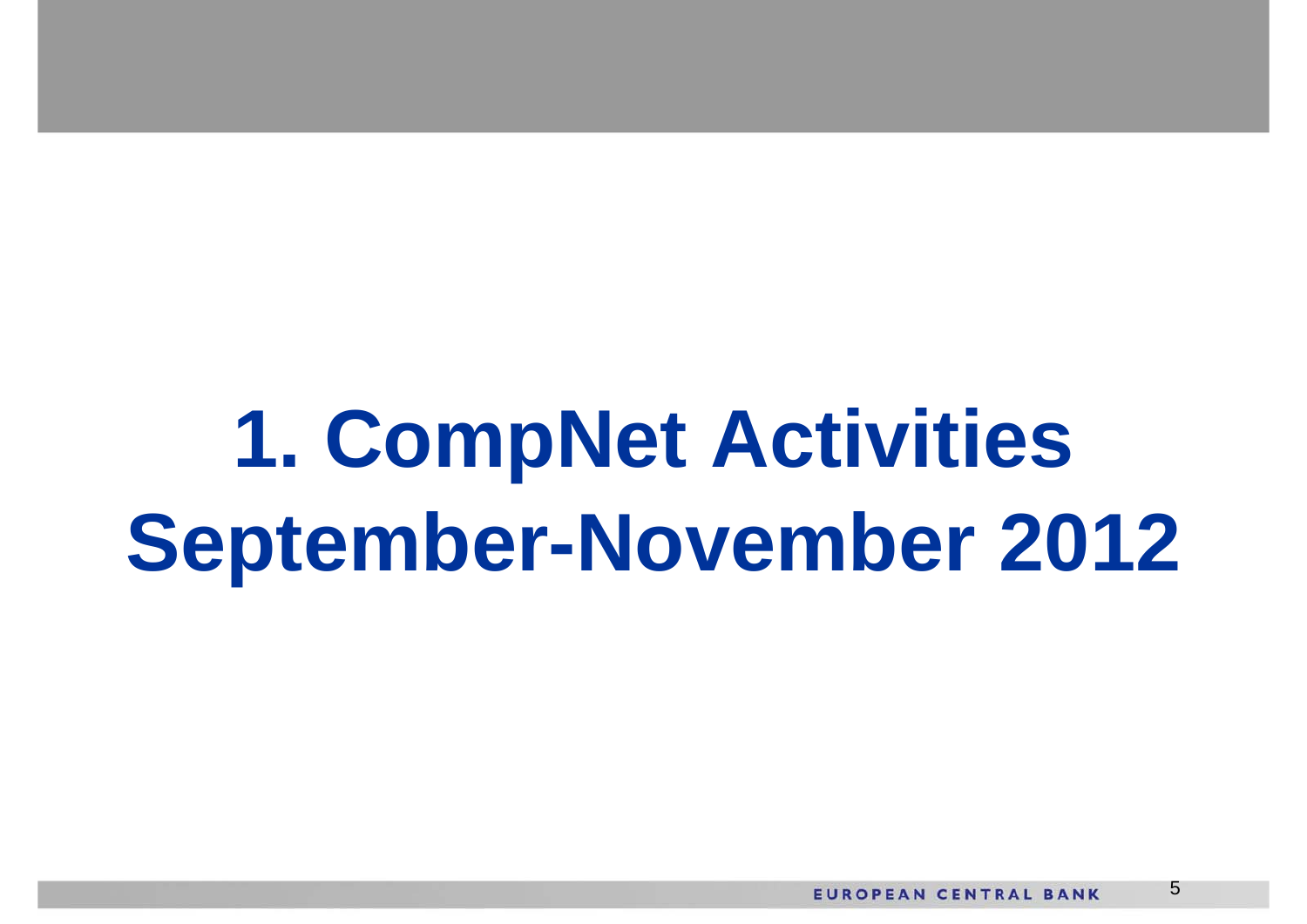# 1. CompNet Activities September-November 2012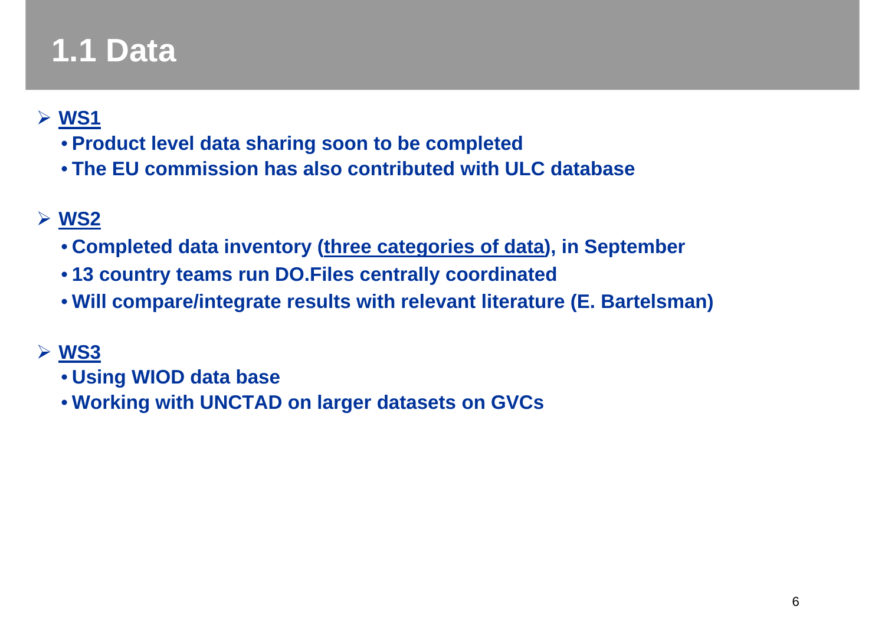# 1.1 Data

- **WS1**
  - **Product level data sharing soon to be completed**
  - **The EU commission has also contributed with ULC database**

- **WS2**
  - **Completed data inventory (three categories of data), in September**
  - **13 country teams run DO.Files centrally coordinated**
  - **Will compare/integrate results with relevant literature (E. Bartelsman)**

- **WS3**
  - **Using WIOD data base**
  - **Working with UNCTAD on larger datasets on GVCs**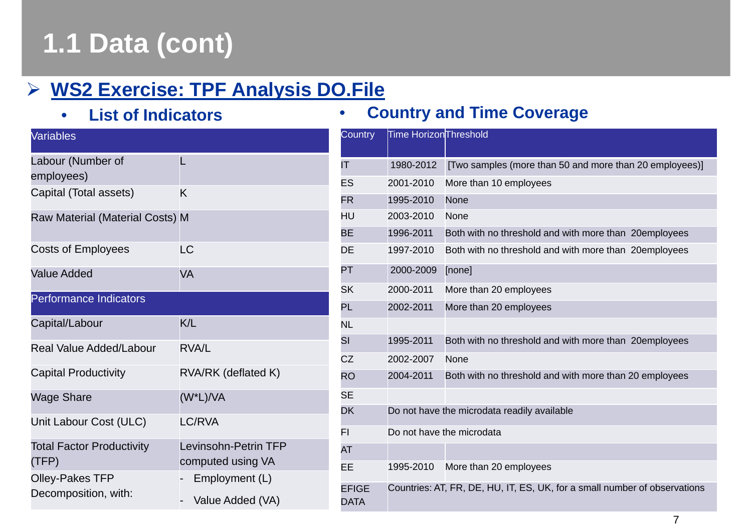# 1.1 Data (cont)

## WS2 Exercise: TPF Analysis DO.File

- **List of Indicators**

| Variables | |
|---|---|
| Labour (Number of employees) | L |
| Capital (Total assets) | K |
| Raw Material (Material Costs) | M |
| Costs of Employees | LC |
| Value Added | VA |
| **Performance Indicators** | |
| Capital/Labour | K/L |
| Real Value Added/Labour | RVA/L |
| Capital Productivity | RVA/RK (deflated K) |
| Wage Share | (W*L)/VA |
| Unit Labour Cost (ULC) | LC/RVA |
| Total Factor Productivity (TFP) | Levinsohn-Petrin TFP computed using VA |
| Olley-Pakes TFP Decomposition, with: | - Employment (L)<br>- Value Added (VA) |

- **Country and Time Coverage**

| Country | Time Horizon | Threshold |
|---|---|---|
| IT | 1980-2012 | [Two samples (more than 50 and more than 20 employees)] |
| ES | 2001-2010 | More than 10 employees |
| FR | 1995-2010 | None |
| HU | 2003-2010 | None |
| BE | 1996-2011 | Both with no threshold and with more than 20employees |
| DE | 1997-2010 | Both with no threshold and with more than 20employees |
| PT | 2000-2009 | [none] |
| SK | 2000-2011 | More than 20 employees |
| PL | 2002-2011 | More than 20 employees |
| NL | | |
| SI | 1995-2011 | Both with no threshold and with more than 20employees |
| CZ | 2002-2007 | None |
| RO | 2004-2011 | Both with no threshold and with more than 20 employees |
| SE | | |
| DK | Do not have the microdata readily available | |
| FI | Do not have the microdata | |
| AT | | |
| EE | 1995-2010 | More than 20 employees |
| EFIGE DATA | Countries: AT, FR, DE, HU, IT, ES, UK, for a small number of observations | |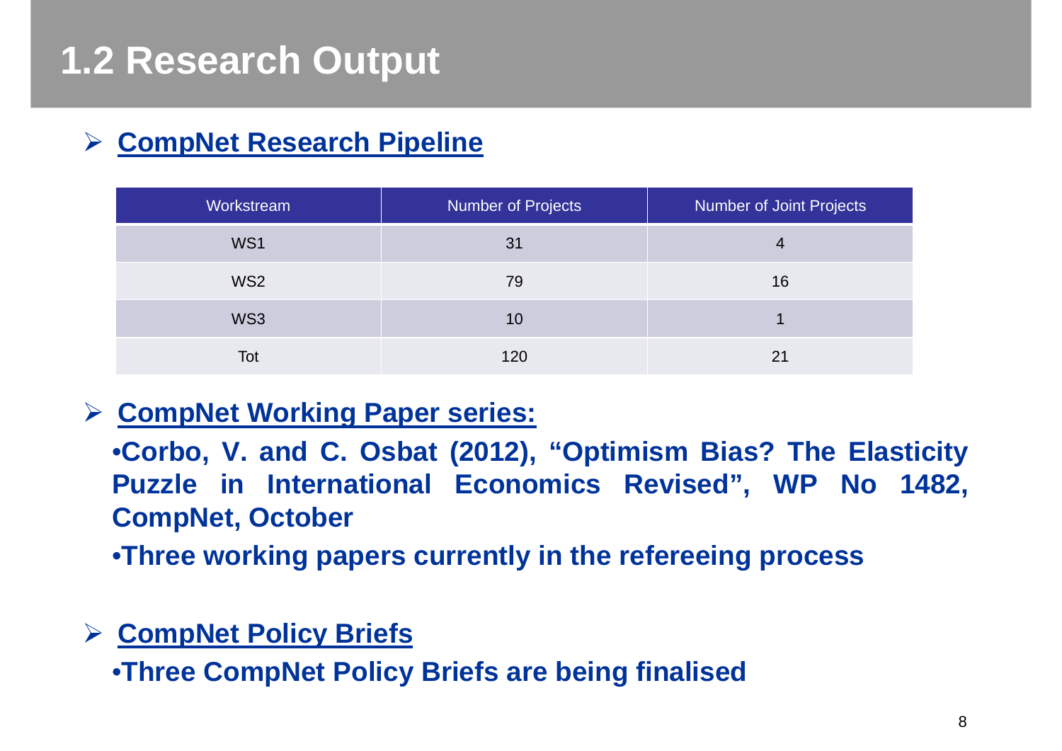# 1.2 Research Output

- **CompNet Research Pipeline**

| Workstream | Number of Projects | Number of Joint Projects |
|---|---|---|
| WS1 | 31 | 4 |
| WS2 | 79 | 16 |
| WS3 | 10 | 1 |
| Tot | 120 | 21 |

- **CompNet Working Paper series:**
  - **Corbo, V. and C. Osbat (2012), "Optimism Bias? The Elasticity Puzzle in International Economics Revised", WP No 1482, CompNet, October**
  - **Three working papers currently in the refereeing process**

- **CompNet Policy Briefs**
  - **Three CompNet Policy Briefs are being finalised**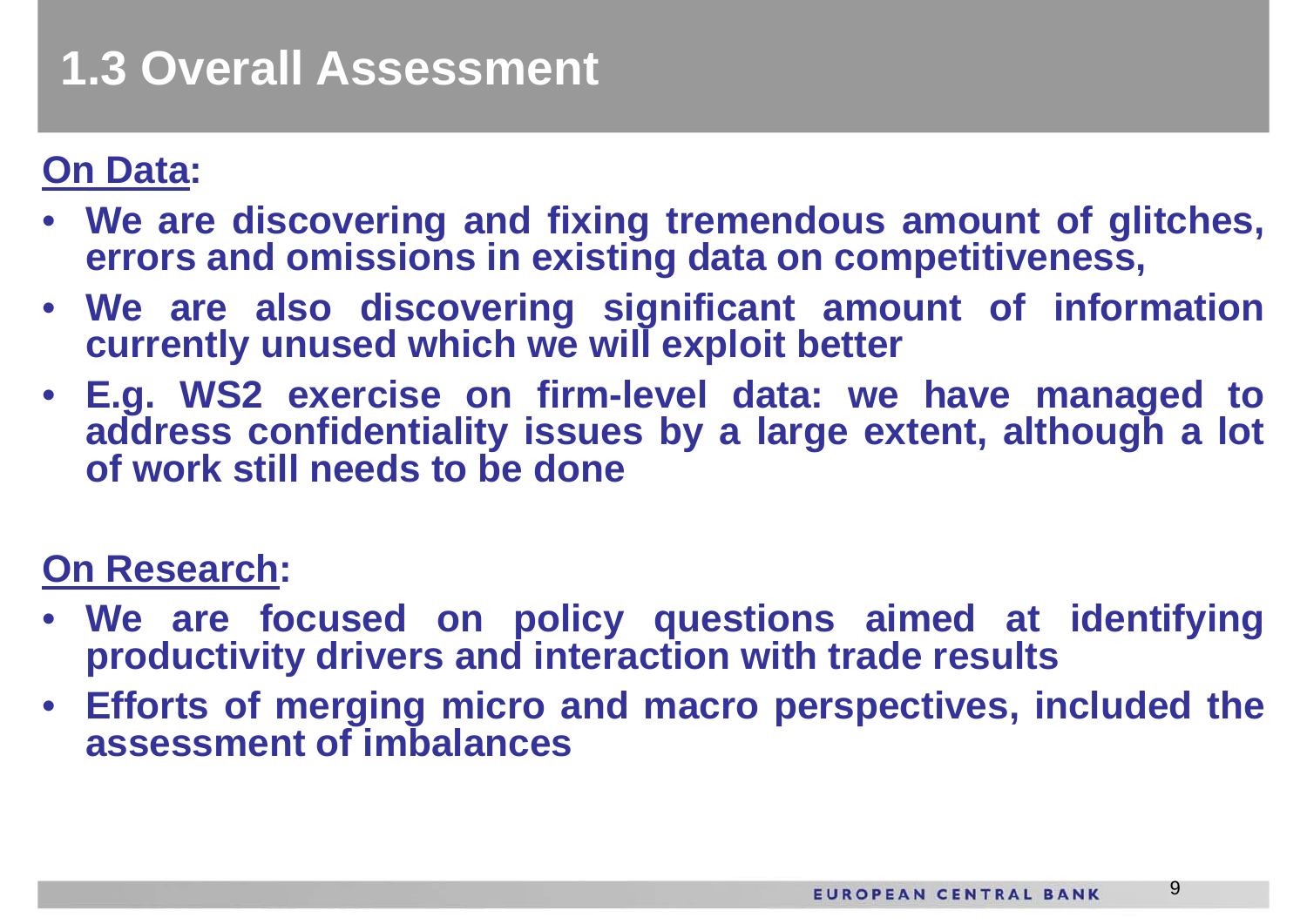# 1.3 Overall Assessment

**On Data:**

- **We are discovering and fixing tremendous amount of glitches, errors and omissions in existing data on competitiveness,**
- **We are also discovering significant amount of information currently unused which we will exploit better**
- **E.g. WS2 exercise on firm-level data: we have managed to address confidentiality issues by a large extent, although a lot of work still needs to be done**

**On Research:**

- **We are focused on policy questions aimed at identifying productivity drivers and interaction with trade results**
- **Efforts of merging micro and macro perspectives, included the assessment of imbalances**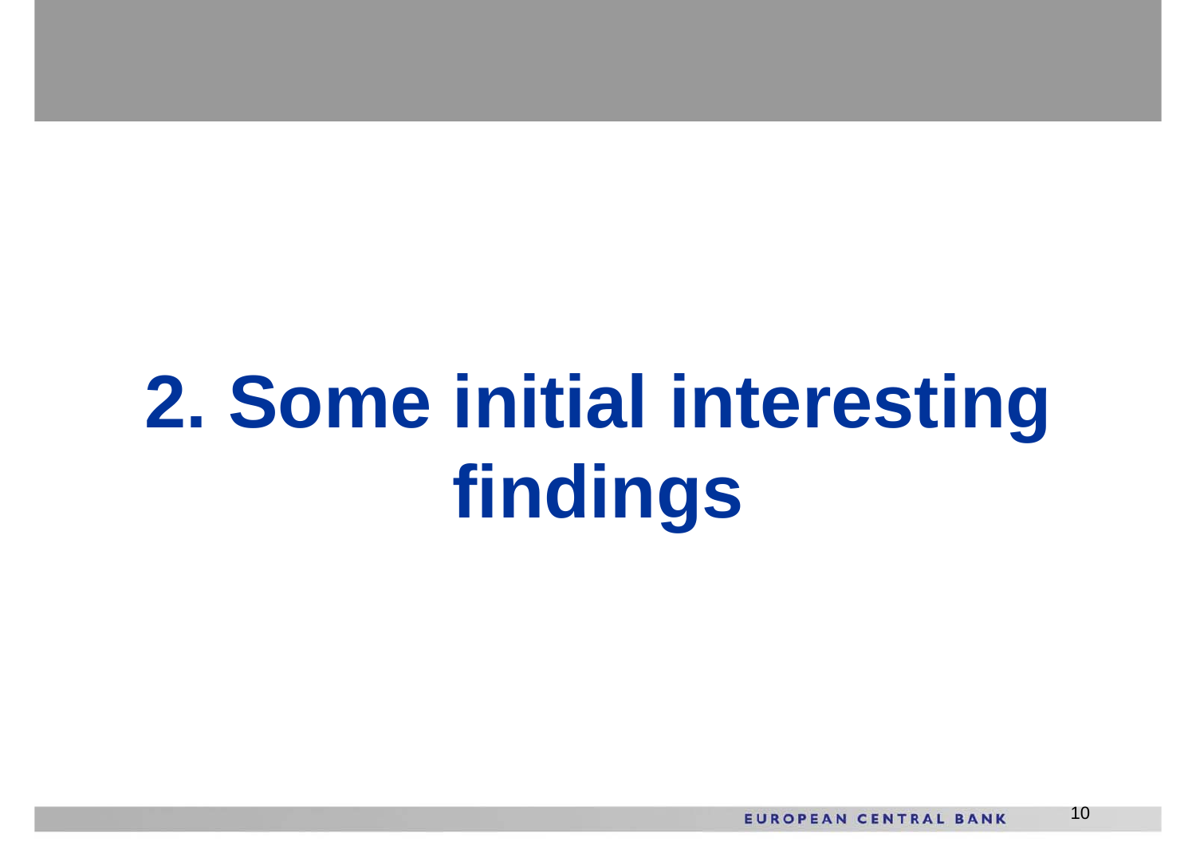# 2. Some initial interesting findings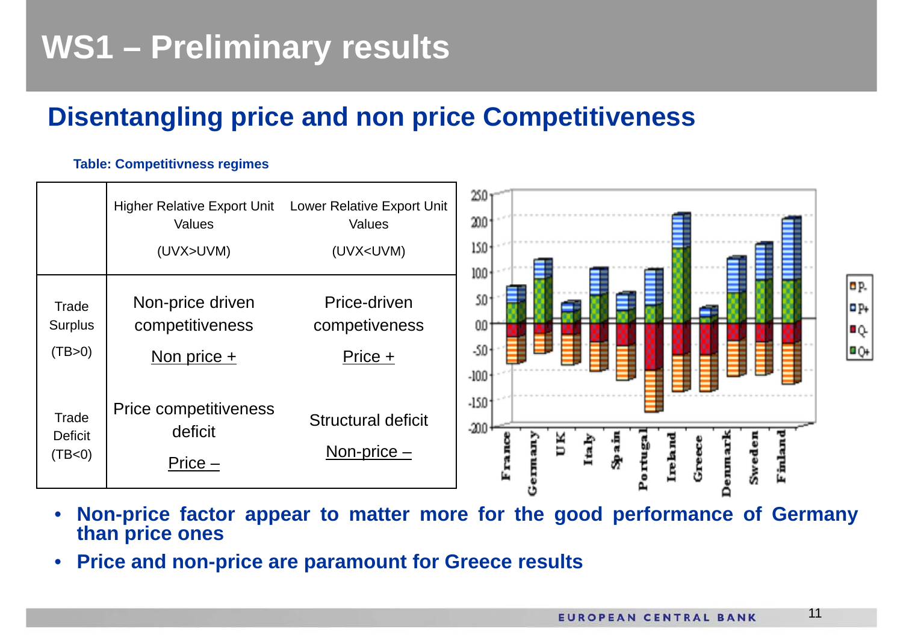# WS1 – Preliminary results

## Disentangling price and non price Competitiveness

**Table: Competitivness regimes**

| | Higher Relative Export Unit Values (UVX>UVM) | Lower Relative Export Unit Values (UVX<UVM) |
|---|---|---|
| Trade Surplus (TB>0) | Non-price driven competitiveness<br>Non price + | Price-driven competiveness<br>Price + |
| Trade Deficit (TB<0) | Price competitiveness deficit<br>Price – | Structural deficit<br>Non-price – |

- **Non-price factor appear to matter more for the good performance of Germany than price ones**
- **Price and non-price are paramount for Greece results**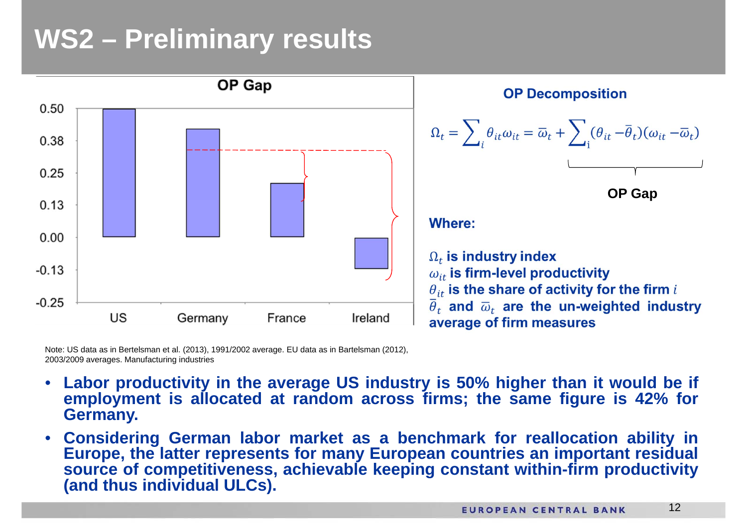# WS2 – Preliminary results

**OP Gap**

| | US | Germany | France | Ireland |
|---|---|---|---|---|
| OP Gap | 0.50 | 0.42 | 0.21 | -0.12 |

Note: US data as in Bertelsman et al. (2013), 1991/2002 average. EU data as in Bartelsman (2012), 2003/2009 averages. Manufacturing industries

**OP Decomposition**

$$\Omega_t = \sum_i \theta_{it}\omega_{it} = \bar{\omega}_t + \underbrace{\sum_i (\theta_{it} - \bar{\theta}_t)(\omega_{it} - \bar{\omega}_t)}_{\text{OP Gap}}$$

**Where:**

- $\Omega_t$ is industry index
- $\omega_{it}$ is firm-level productivity
- $\theta_{it}$ is the share of activity for the firm $i$
- $\bar{\theta}_t$ and $\bar{\omega}_t$ are the un-weighted industry average of firm measures

- **Labor productivity in the average US industry is 50% higher than it would be if employment is allocated at random across firms; the same figure is 42% for Germany.**
- **Considering German labor market as a benchmark for reallocation ability in Europe, the latter represents for many European countries an important residual source of competitiveness, achievable keeping constant within-firm productivity (and thus individual ULCs).**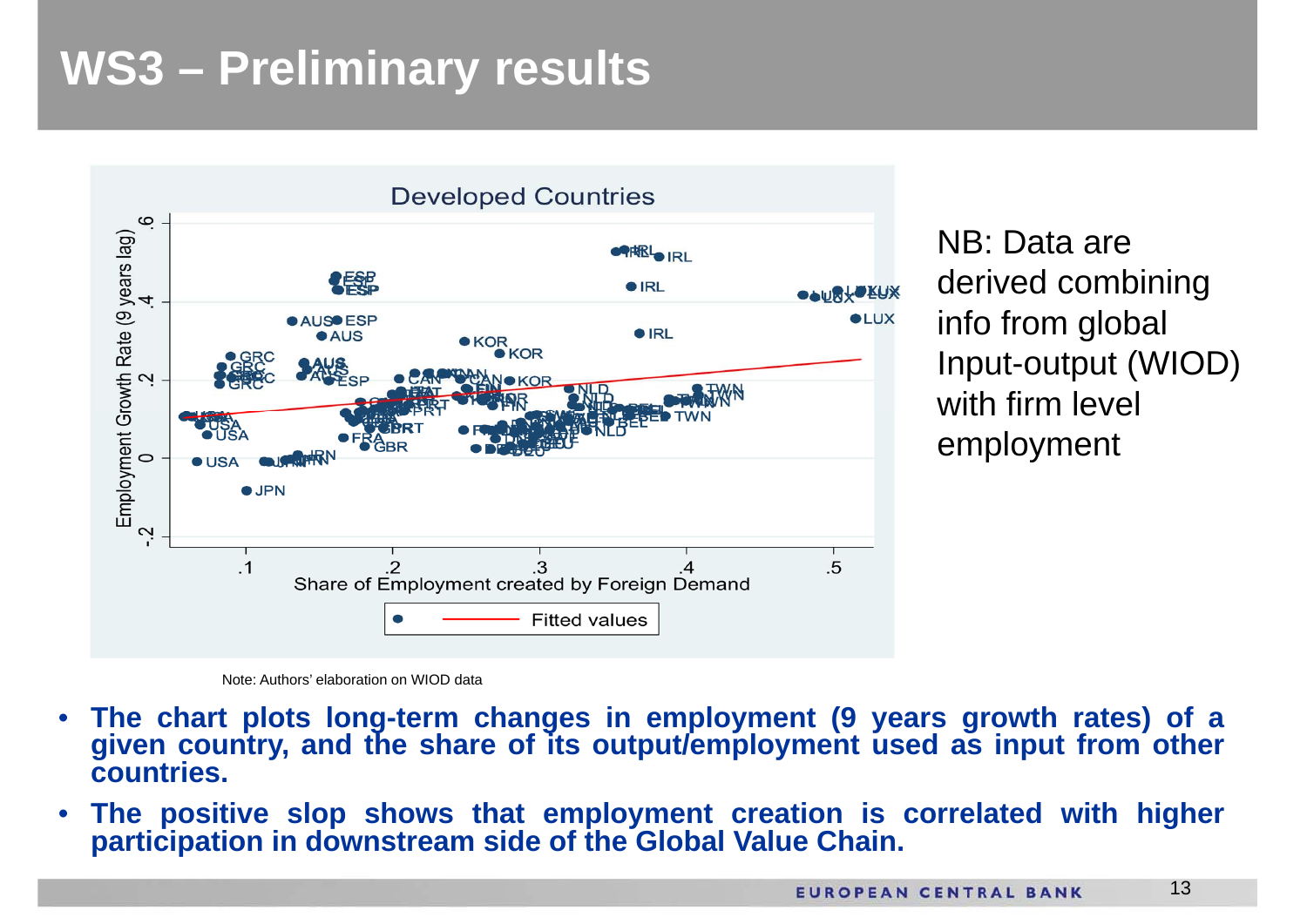# WS3 – Preliminary results

NB: Data are derived combining info from global Input-output (WIOD) with firm level employment

Note: Authors' elaboration on WIOD data

- **The chart plots long-term changes in employment (9 years growth rates) of a given country, and the share of its output/employment used as input from other countries.**
- **The positive slop shows that employment creation is correlated with higher participation in downstream side of the Global Value Chain.**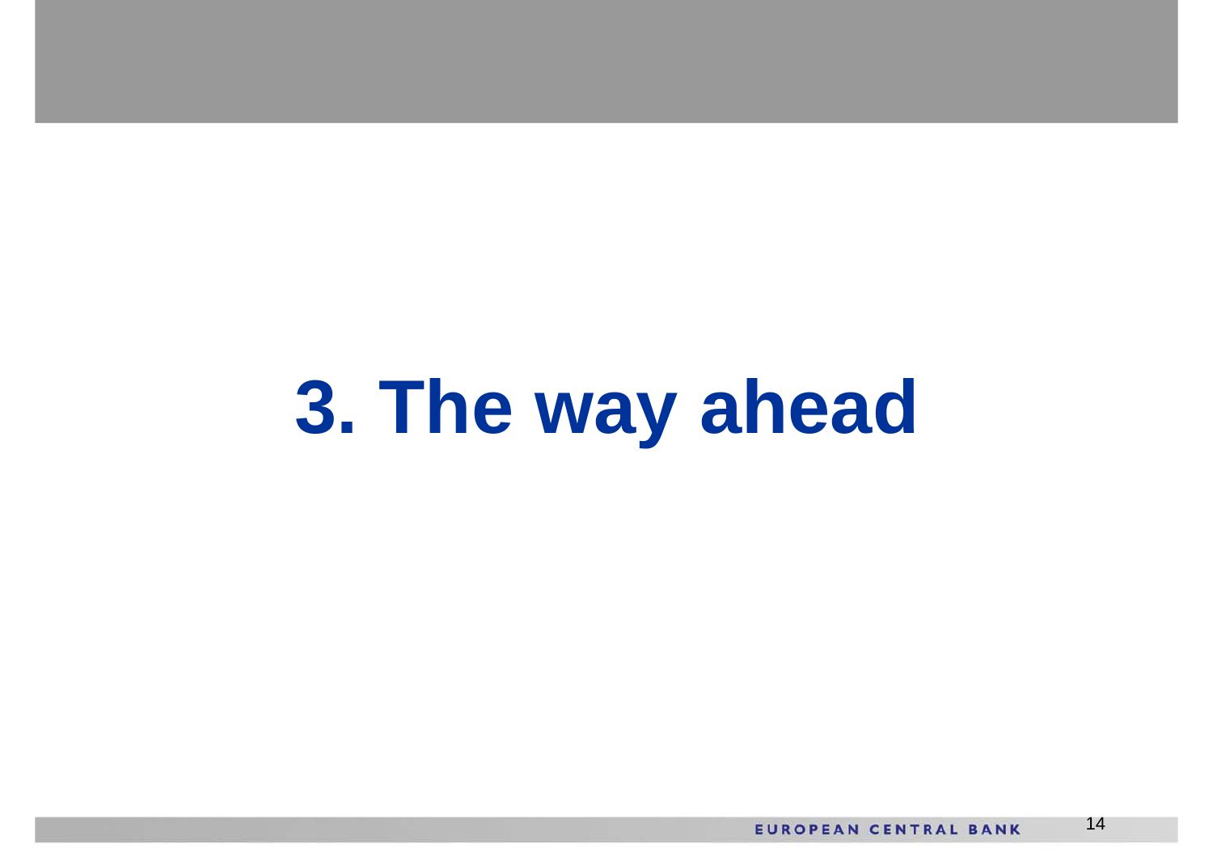# 3. The way ahead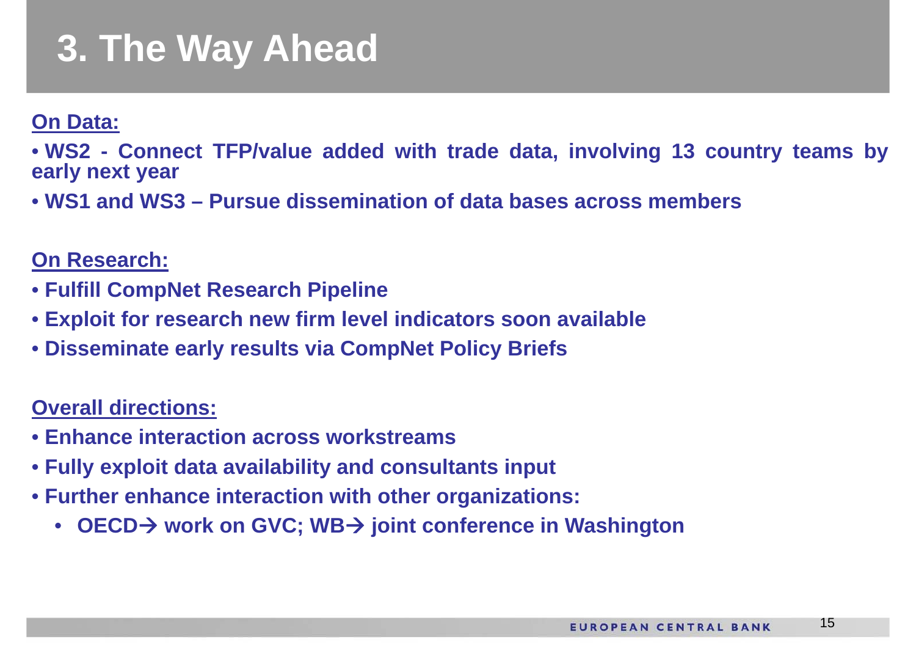# 3. The Way Ahead

**On Data:**

- **WS2 - Connect TFP/value added with trade data, involving 13 country teams by early next year**
- **WS1 and WS3 – Pursue dissemination of data bases across members**

**On Research:**

- **Fulfill CompNet Research Pipeline**
- **Exploit for research new firm level indicators soon available**
- **Disseminate early results via CompNet Policy Briefs**

**Overall directions:**

- **Enhance interaction across workstreams**
- **Fully exploit data availability and consultants input**
- **Further enhance interaction with other organizations:**
  - **OECD→ work on GVC; WB→ joint conference in Washington**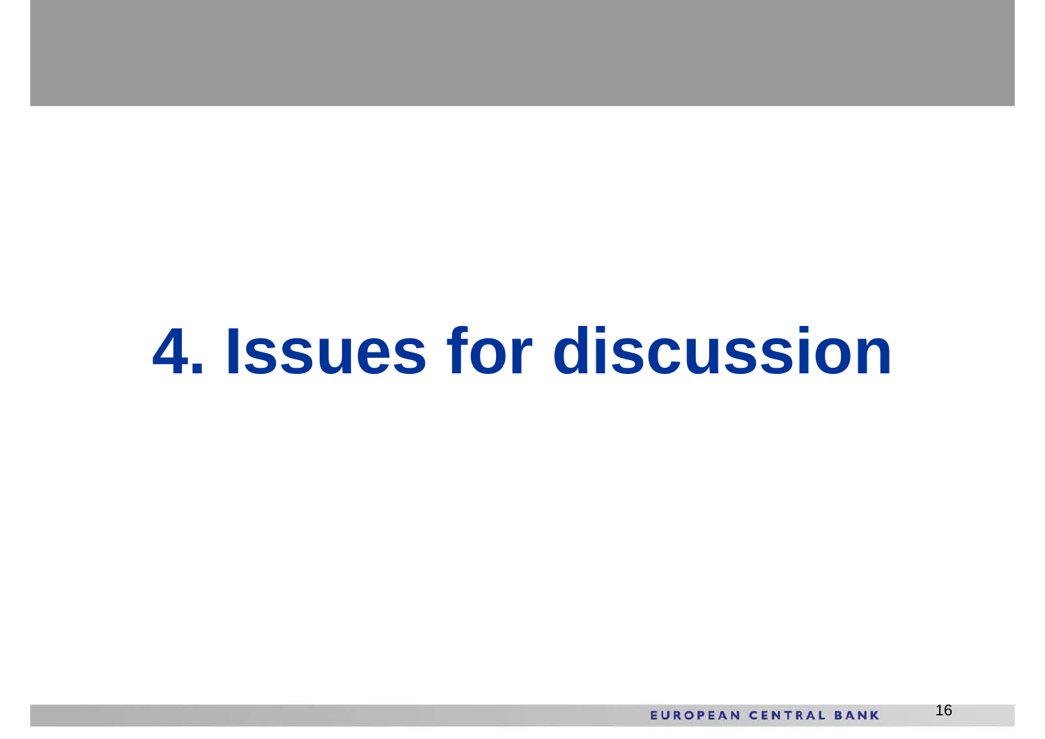# 4. Issues for discussion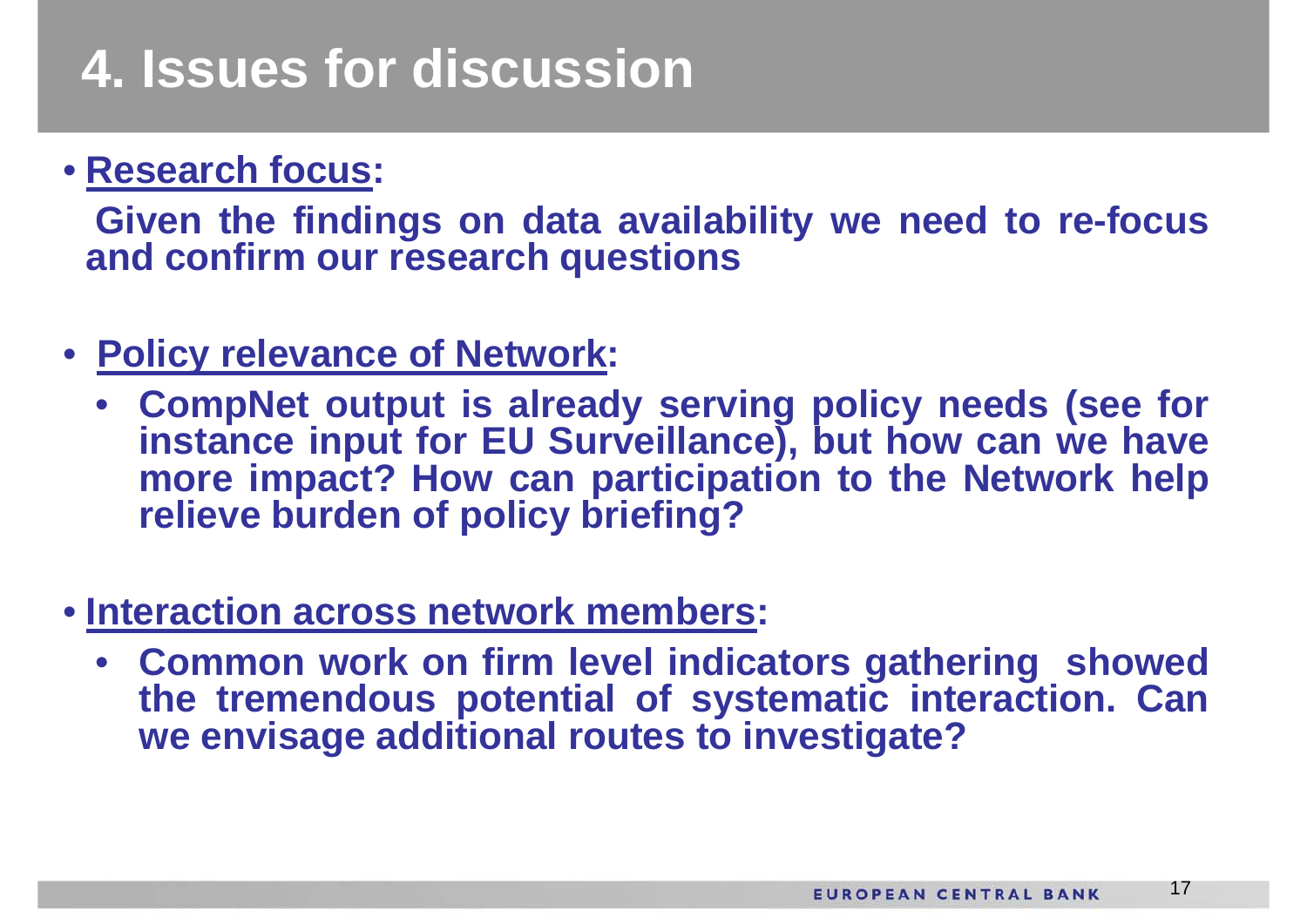# 4. Issues for discussion

- **Research focus:**

  **Given the findings on data availability we need to re-focus and confirm our research questions**

- **Policy relevance of Network:**
  - **CompNet output is already serving policy needs (see for instance input for EU Surveillance), but how can we have more impact? How can participation to the Network help relieve burden of policy briefing?**

- **Interaction across network members:**
  - **Common work on firm level indicators gathering showed the tremendous potential of systematic interaction. Can we envisage additional routes to investigate?**